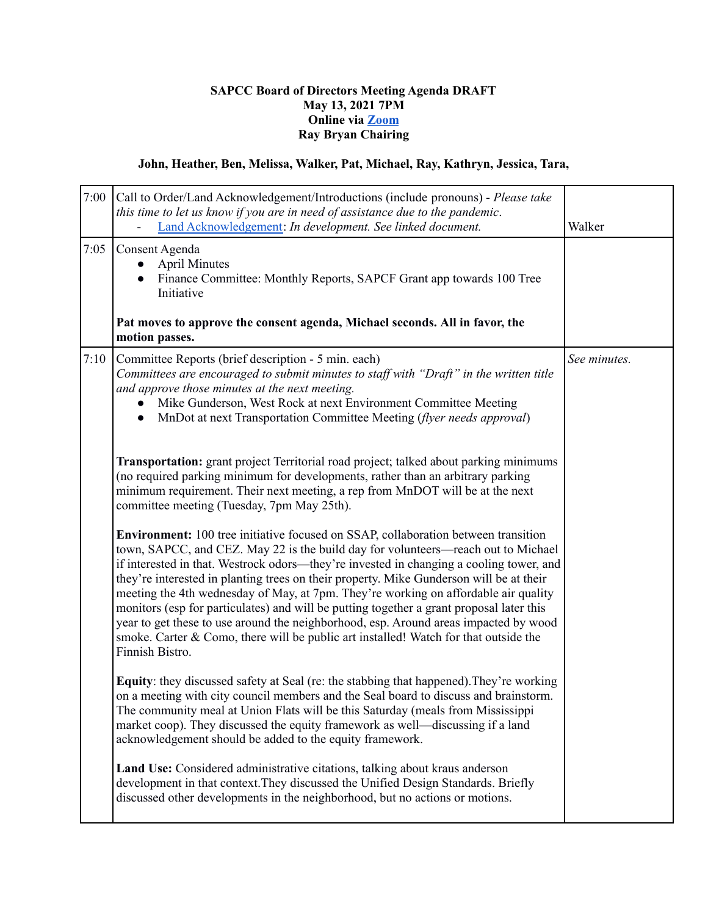**SAPCC Board of Directors Meeting Agenda DRAFT**
**May 13, 2021 7PM**
**Online via Zoom**
**Ray Bryan Chairing**

**John, Heather, Ben, Melissa, Walker, Pat, Michael, Ray, Kathryn, Jessica, Tara,**

| | | |
|---|---|---|
| 7:00 | Call to Order/Land Acknowledgement/Introductions (include pronouns) - *Please take this time to let us know if you are in need of assistance due to the pandemic*.<br>- Land Acknowledgement: *In development. See linked document.* | Walker |
| 7:05 | Consent Agenda<br>● April Minutes<br>● Finance Committee: Monthly Reports, SAPCF Grant app towards 100 Tree Initiative<br><br>**Pat moves to approve the consent agenda, Michael seconds. All in favor, the motion passes.** | |
| 7:10 | Committee Reports (brief description - 5 min. each)<br>*Committees are encouraged to submit minutes to staff with "Draft" in the written title and approve those minutes at the next meeting.*<br>● Mike Gunderson, West Rock at next Environment Committee Meeting<br>● MnDot at next Transportation Committee Meeting (*flyer needs approval*)<br><br>**Transportation:** grant project Territorial road project; talked about parking minimums (no required parking minimum for developments, rather than an arbitrary parking minimum requirement. Their next meeting, a rep from MnDOT will be at the next committee meeting (Tuesday, 7pm May 25th).<br><br>**Environment:** 100 tree initiative focused on SSAP, collaboration between transition town, SAPCC, and CEZ. May 22 is the build day for volunteers—reach out to Michael if interested in that. Westrock odors—they're invested in changing a cooling tower, and they're interested in planting trees on their property. Mike Gunderson will be at their meeting the 4th wednesday of May, at 7pm. They're working on affordable air quality monitors (esp for particulates) and will be putting together a grant proposal later this year to get these to use around the neighborhood, esp. Around areas impacted by wood smoke. Carter & Como, there will be public art installed! Watch for that outside the Finnish Bistro.<br><br>**Equity**: they discussed safety at Seal (re: the stabbing that happened).They're working on a meeting with city council members and the Seal board to discuss and brainstorm. The community meal at Union Flats will be this Saturday (meals from Mississippi market coop). They discussed the equity framework as well—discussing if a land acknowledgement should be added to the equity framework.<br><br>**Land Use:** Considered administrative citations, talking about kraus anderson development in that context.They discussed the Unified Design Standards. Briefly discussed other developments in the neighborhood, but no actions or motions. | *See minutes.* |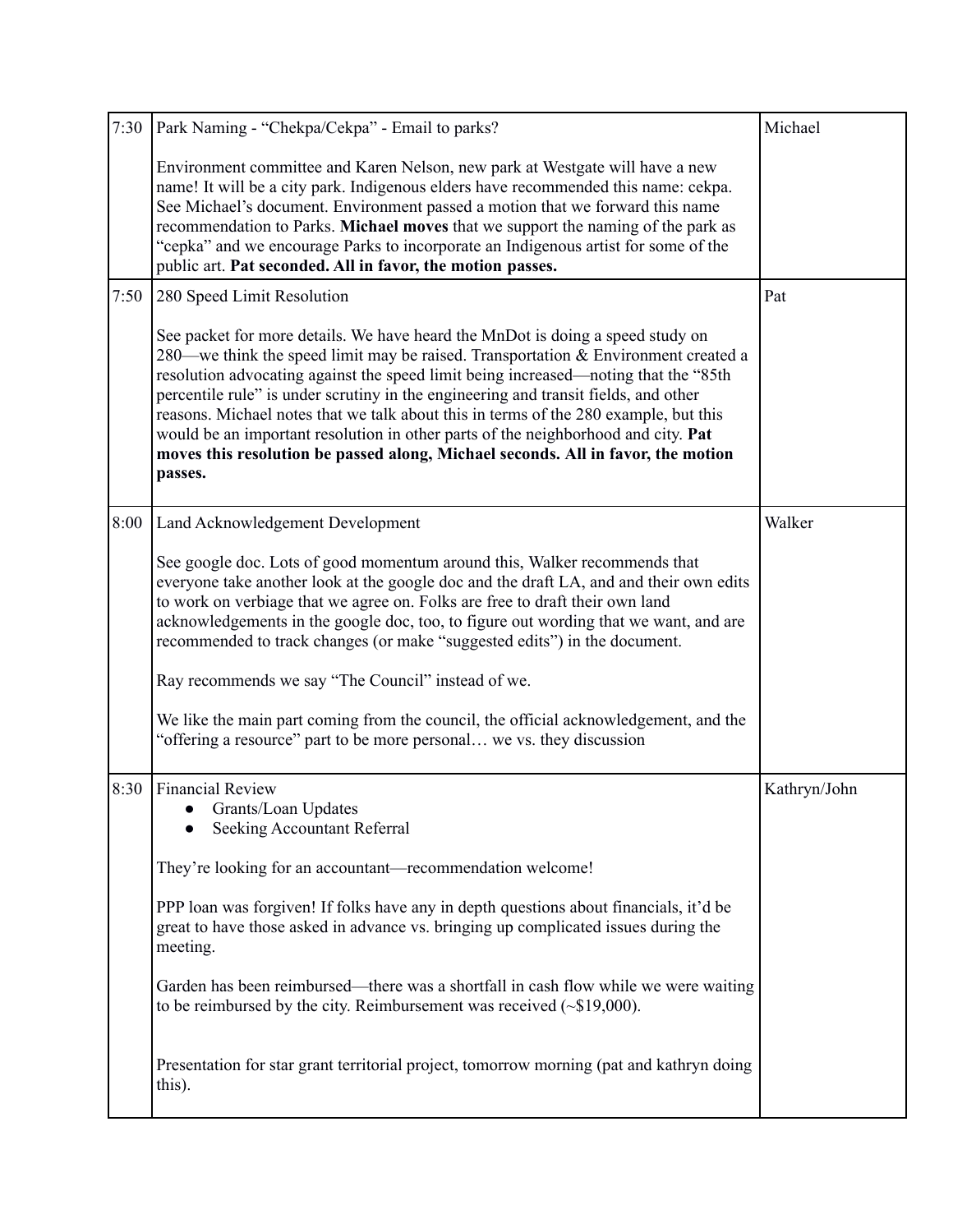| | | |
|---|---|---|
| 7:30 | Park Naming - "Chekpa/Cekpa" - Email to parks?<br><br>Environment committee and Karen Nelson, new park at Westgate will have a new name! It will be a city park. Indigenous elders have recommended this name: cekpa. See Michael's document. Environment passed a motion that we forward this name recommendation to Parks. **Michael moves** that we support the naming of the park as "cepka" and we encourage Parks to incorporate an Indigenous artist for some of the public art. **Pat seconded. All in favor, the motion passes.** | Michael |
| 7:50 | 280 Speed Limit Resolution<br><br>See packet for more details. We have heard the MnDot is doing a speed study on 280—we think the speed limit may be raised. Transportation & Environment created a resolution advocating against the speed limit being increased—noting that the "85th percentile rule" is under scrutiny in the engineering and transit fields, and other reasons. Michael notes that we talk about this in terms of the 280 example, but this would be an important resolution in other parts of the neighborhood and city. **Pat moves this resolution be passed along, Michael seconds. All in favor, the motion passes.** | Pat |
| 8:00 | Land Acknowledgement Development<br><br>See google doc. Lots of good momentum around this, Walker recommends that everyone take another look at the google doc and the draft LA, and and their own edits to work on verbiage that we agree on. Folks are free to draft their own land acknowledgements in the google doc, too, to figure out wording that we want, and are recommended to track changes (or make "suggested edits") in the document.<br><br>Ray recommends we say "The Council" instead of we.<br><br>We like the main part coming from the council, the official acknowledgement, and the "offering a resource" part to be more personal… we vs. they discussion | Walker |
| 8:30 | Financial Review<br>• Grants/Loan Updates<br>• Seeking Accountant Referral<br><br>They're looking for an accountant—recommendation welcome!<br><br>PPP loan was forgiven! If folks have any in depth questions about financials, it'd be great to have those asked in advance vs. bringing up complicated issues during the meeting.<br><br>Garden has been reimbursed—there was a shortfall in cash flow while we were waiting to be reimbursed by the city. Reimbursement was received (~$19,000).<br><br>Presentation for star grant territorial project, tomorrow morning (pat and kathryn doing this). | Kathryn/John |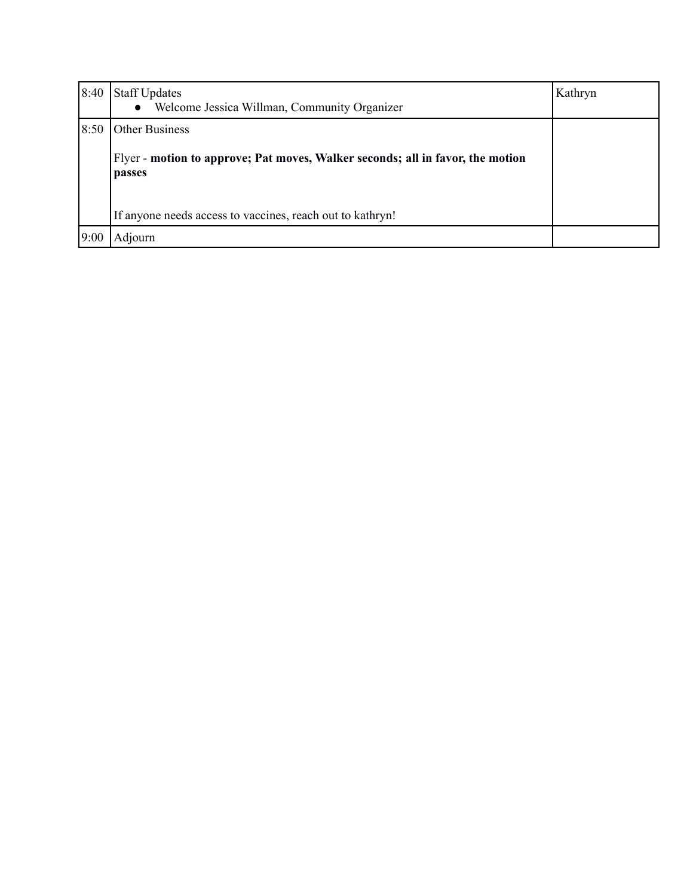| | | |
|---|---|---|
| 8:40 | Staff Updates<br>• Welcome Jessica Willman, Community Organizer | Kathryn |
| 8:50 | Other Business<br><br>Flyer - **motion to approve; Pat moves, Walker seconds; all in favor, the motion passes**<br><br>If anyone needs access to vaccines, reach out to kathryn! | |
| 9:00 | Adjourn | |